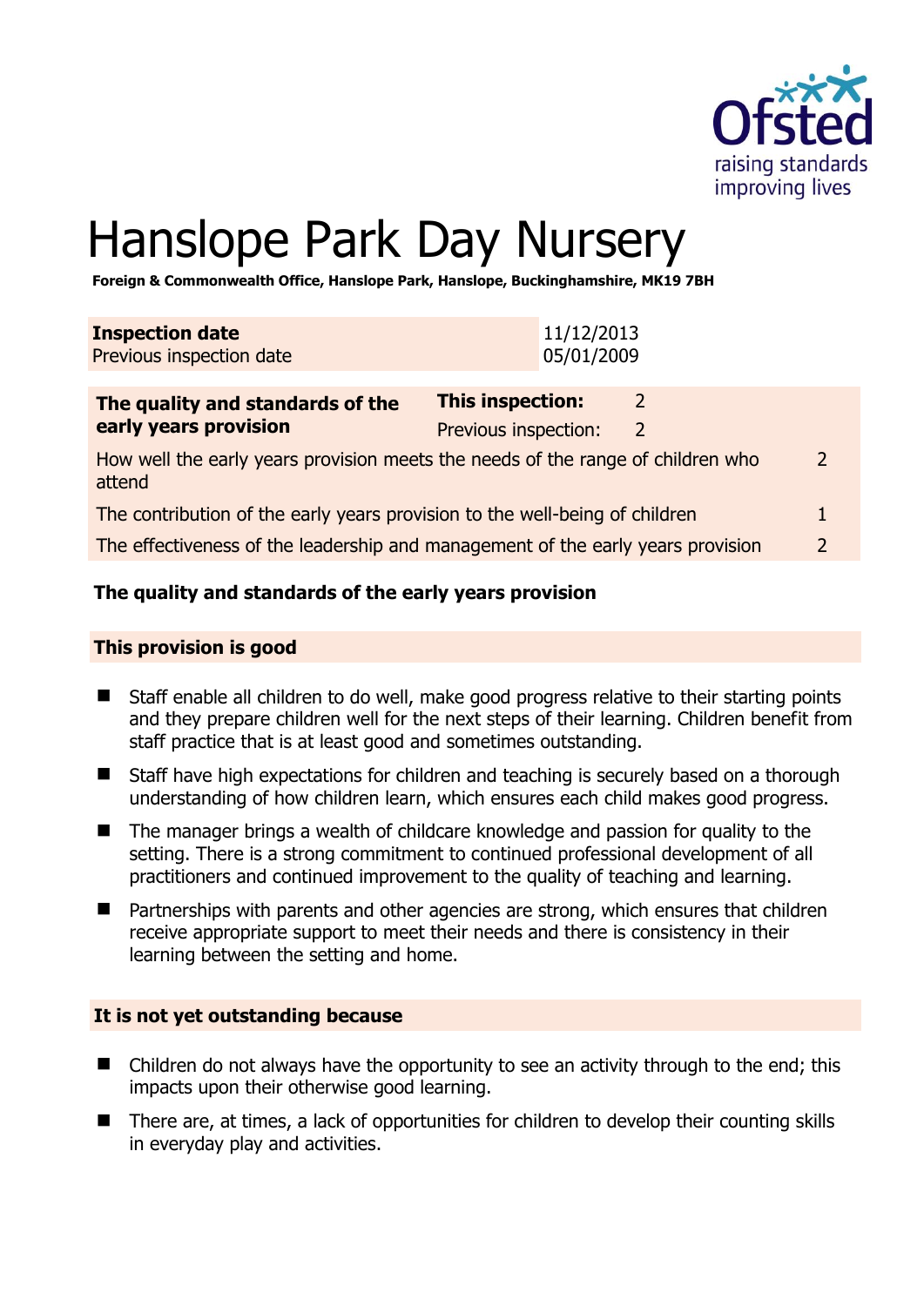# Hanslope Park Day Nursery

**Foreign & Commonwealth Office, Hanslope Park, Hanslope, Buckinghamshire, MK19 7BH**

| **Inspection date** | 11/12/2013 |
|---|---|
| Previous inspection date | 05/01/2009 |

| **The quality and standards of the early years provision** | **This inspection:** | 2 |
|---|---|---|
| | Previous inspection: | 2 |
| How well the early years provision meets the needs of the range of children who attend | | 2 |
| The contribution of the early years provision to the well-being of children | | 1 |
| The effectiveness of the leadership and management of the early years provision | | 2 |

### The quality and standards of the early years provision

#### This provision is good

- Staff enable all children to do well, make good progress relative to their starting points and they prepare children well for the next steps of their learning. Children benefit from staff practice that is at least good and sometimes outstanding.
- Staff have high expectations for children and teaching is securely based on a thorough understanding of how children learn, which ensures each child makes good progress.
- The manager brings a wealth of childcare knowledge and passion for quality to the setting. There is a strong commitment to continued professional development of all practitioners and continued improvement to the quality of teaching and learning.
- Partnerships with parents and other agencies are strong, which ensures that children receive appropriate support to meet their needs and there is consistency in their learning between the setting and home.

#### It is not yet outstanding because

- Children do not always have the opportunity to see an activity through to the end; this impacts upon their otherwise good learning.
- There are, at times, a lack of opportunities for children to develop their counting skills in everyday play and activities.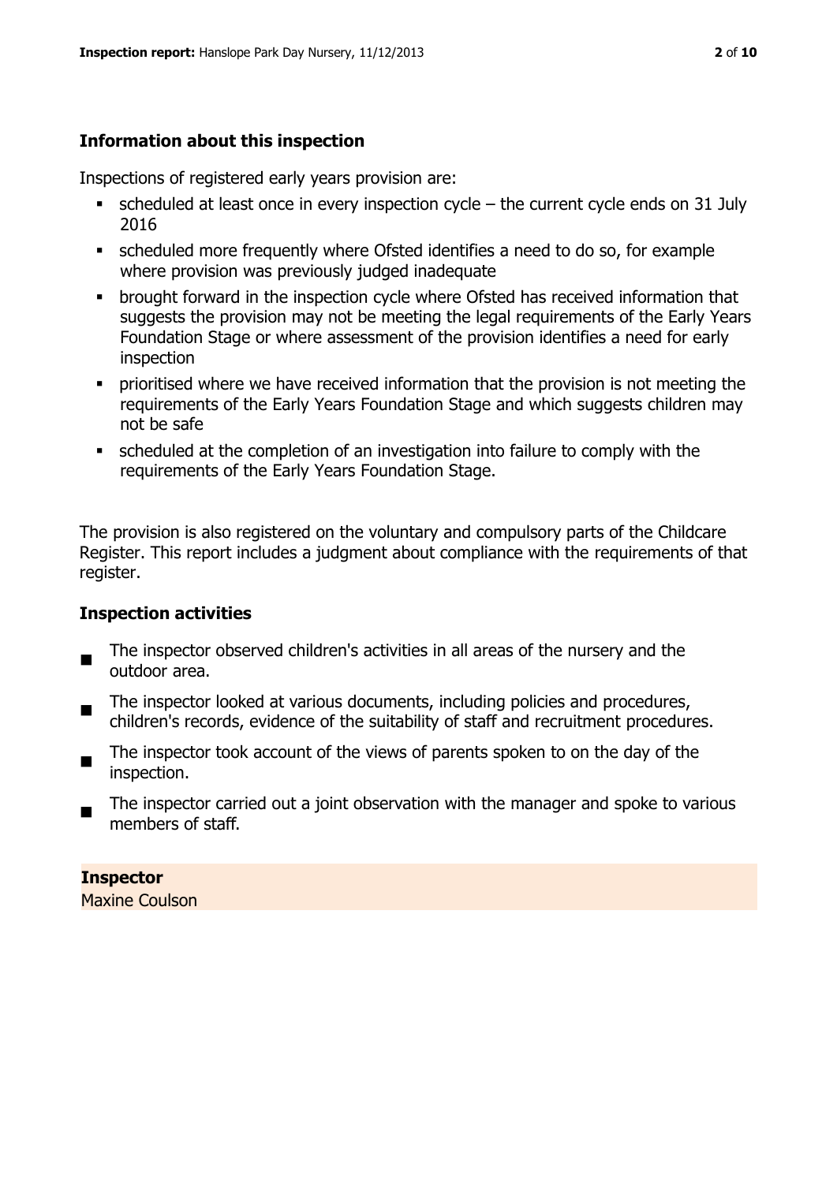## Information about this inspection

Inspections of registered early years provision are:

- scheduled at least once in every inspection cycle – the current cycle ends on 31 July 2016
- scheduled more frequently where Ofsted identifies a need to do so, for example where provision was previously judged inadequate
- brought forward in the inspection cycle where Ofsted has received information that suggests the provision may not be meeting the legal requirements of the Early Years Foundation Stage or where assessment of the provision identifies a need for early inspection
- prioritised where we have received information that the provision is not meeting the requirements of the Early Years Foundation Stage and which suggests children may not be safe
- scheduled at the completion of an investigation into failure to comply with the requirements of the Early Years Foundation Stage.

The provision is also registered on the voluntary and compulsory parts of the Childcare Register. This report includes a judgment about compliance with the requirements of that register.

## Inspection activities

- The inspector observed children's activities in all areas of the nursery and the outdoor area.
- The inspector looked at various documents, including policies and procedures, children's records, evidence of the suitability of staff and recruitment procedures.
- The inspector took account of the views of parents spoken to on the day of the inspection.
- The inspector carried out a joint observation with the manager and spoke to various members of staff.

**Inspector**
Maxine Coulson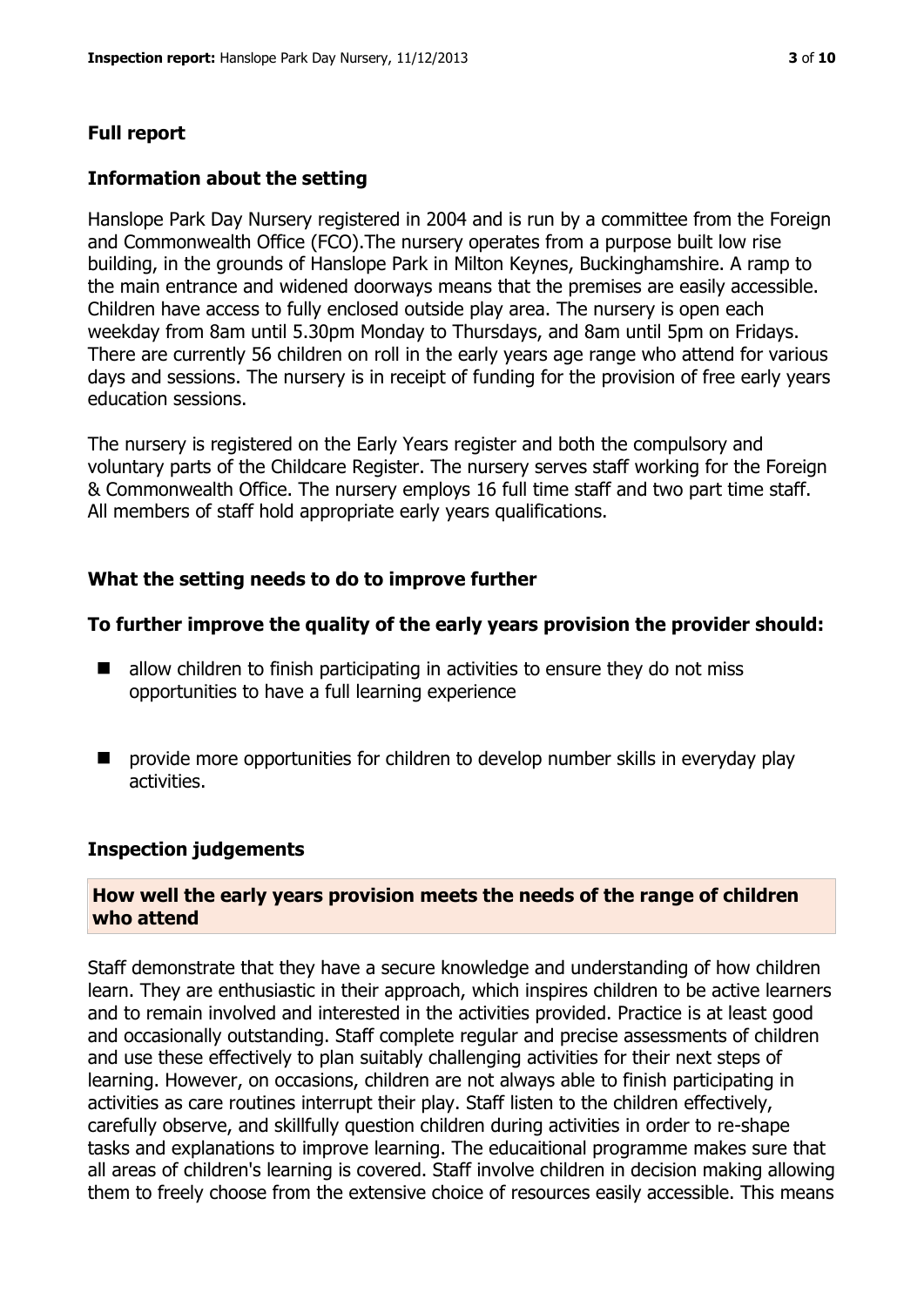## Full report

### Information about the setting

Hanslope Park Day Nursery registered in 2004 and is run by a committee from the Foreign and Commonwealth Office (FCO).The nursery operates from a purpose built low rise building, in the grounds of Hanslope Park in Milton Keynes, Buckinghamshire. A ramp to the main entrance and widened doorways means that the premises are easily accessible. Children have access to fully enclosed outside play area. The nursery is open each weekday from 8am until 5.30pm Monday to Thursdays, and 8am until 5pm on Fridays. There are currently 56 children on roll in the early years age range who attend for various days and sessions. The nursery is in receipt of funding for the provision of free early years education sessions.

The nursery is registered on the Early Years register and both the compulsory and voluntary parts of the Childcare Register. The nursery serves staff working for the Foreign & Commonwealth Office. The nursery employs 16 full time staff and two part time staff. All members of staff hold appropriate early years qualifications.

### What the setting needs to do to improve further

### To further improve the quality of the early years provision the provider should:

- allow children to finish participating in activities to ensure they do not miss opportunities to have a full learning experience
- provide more opportunities for children to develop number skills in everyday play activities.

### Inspection judgements

#### How well the early years provision meets the needs of the range of children who attend

Staff demonstrate that they have a secure knowledge and understanding of how children learn. They are enthusiastic in their approach, which inspires children to be active learners and to remain involved and interested in the activities provided. Practice is at least good and occasionally outstanding. Staff complete regular and precise assessments of children and use these effectively to plan suitably challenging activities for their next steps of learning. However, on occasions, children are not always able to finish participating in activities as care routines interrupt their play. Staff listen to the children effectively, carefully observe, and skillfully question children during activities in order to re-shape tasks and explanations to improve learning. The educaitional programme makes sure that all areas of children's learning is covered. Staff involve children in decision making allowing them to freely choose from the extensive choice of resources easily accessible. This means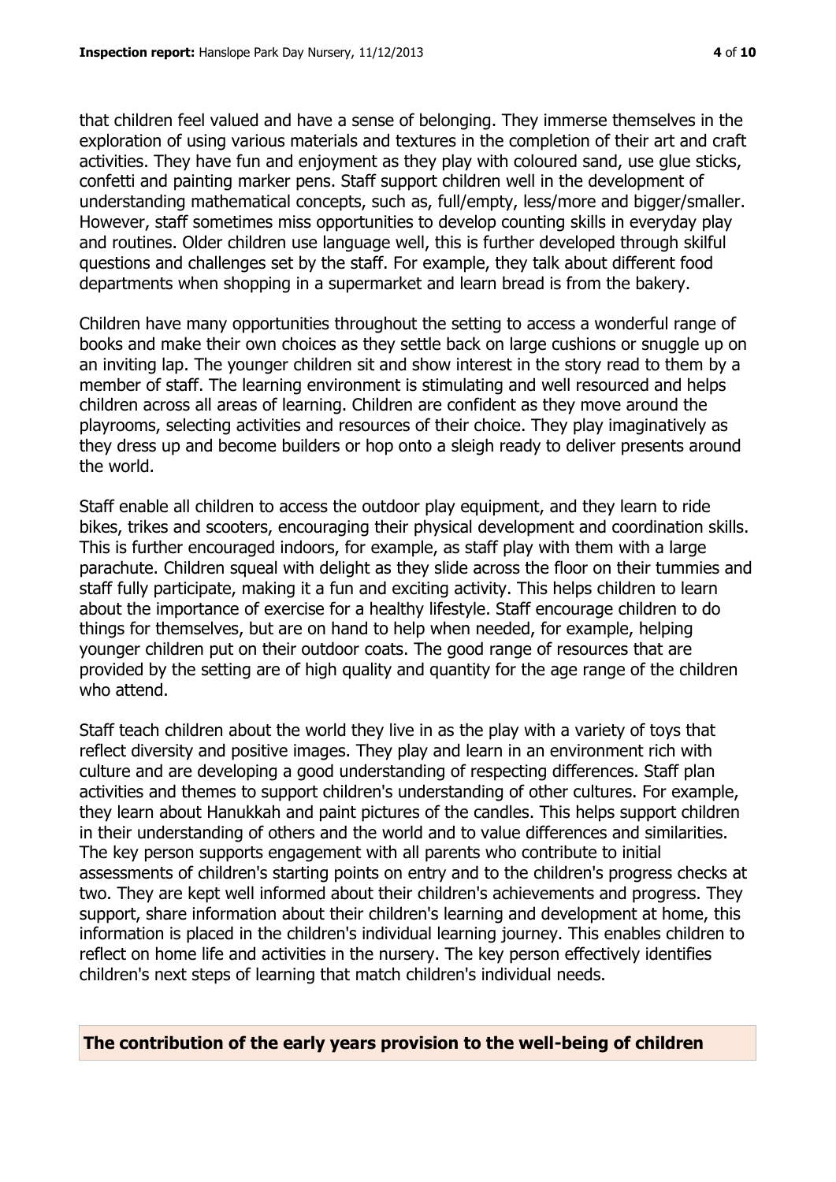that children feel valued and have a sense of belonging. They immerse themselves in the exploration of using various materials and textures in the completion of their art and craft activities. They have fun and enjoyment as they play with coloured sand, use glue sticks, confetti and painting marker pens. Staff support children well in the development of understanding mathematical concepts, such as, full/empty, less/more and bigger/smaller. However, staff sometimes miss opportunities to develop counting skills in everyday play and routines. Older children use language well, this is further developed through skilful questions and challenges set by the staff. For example, they talk about different food departments when shopping in a supermarket and learn bread is from the bakery.

Children have many opportunities throughout the setting to access a wonderful range of books and make their own choices as they settle back on large cushions or snuggle up on an inviting lap. The younger children sit and show interest in the story read to them by a member of staff. The learning environment is stimulating and well resourced and helps children across all areas of learning. Children are confident as they move around the playrooms, selecting activities and resources of their choice. They play imaginatively as they dress up and become builders or hop onto a sleigh ready to deliver presents around the world.

Staff enable all children to access the outdoor play equipment, and they learn to ride bikes, trikes and scooters, encouraging their physical development and coordination skills. This is further encouraged indoors, for example, as staff play with them with a large parachute. Children squeal with delight as they slide across the floor on their tummies and staff fully participate, making it a fun and exciting activity. This helps children to learn about the importance of exercise for a healthy lifestyle. Staff encourage children to do things for themselves, but are on hand to help when needed, for example, helping younger children put on their outdoor coats. The good range of resources that are provided by the setting are of high quality and quantity for the age range of the children who attend.

Staff teach children about the world they live in as the play with a variety of toys that reflect diversity and positive images. They play and learn in an environment rich with culture and are developing a good understanding of respecting differences. Staff plan activities and themes to support children's understanding of other cultures. For example, they learn about Hanukkah and paint pictures of the candles. This helps support children in their understanding of others and the world and to value differences and similarities. The key person supports engagement with all parents who contribute to initial assessments of children's starting points on entry and to the children's progress checks at two. They are kept well informed about their children's achievements and progress. They support, share information about their children's learning and development at home, this information is placed in the children's individual learning journey. This enables children to reflect on home life and activities in the nursery. The key person effectively identifies children's next steps of learning that match children's individual needs.

## The contribution of the early years provision to the well-being of children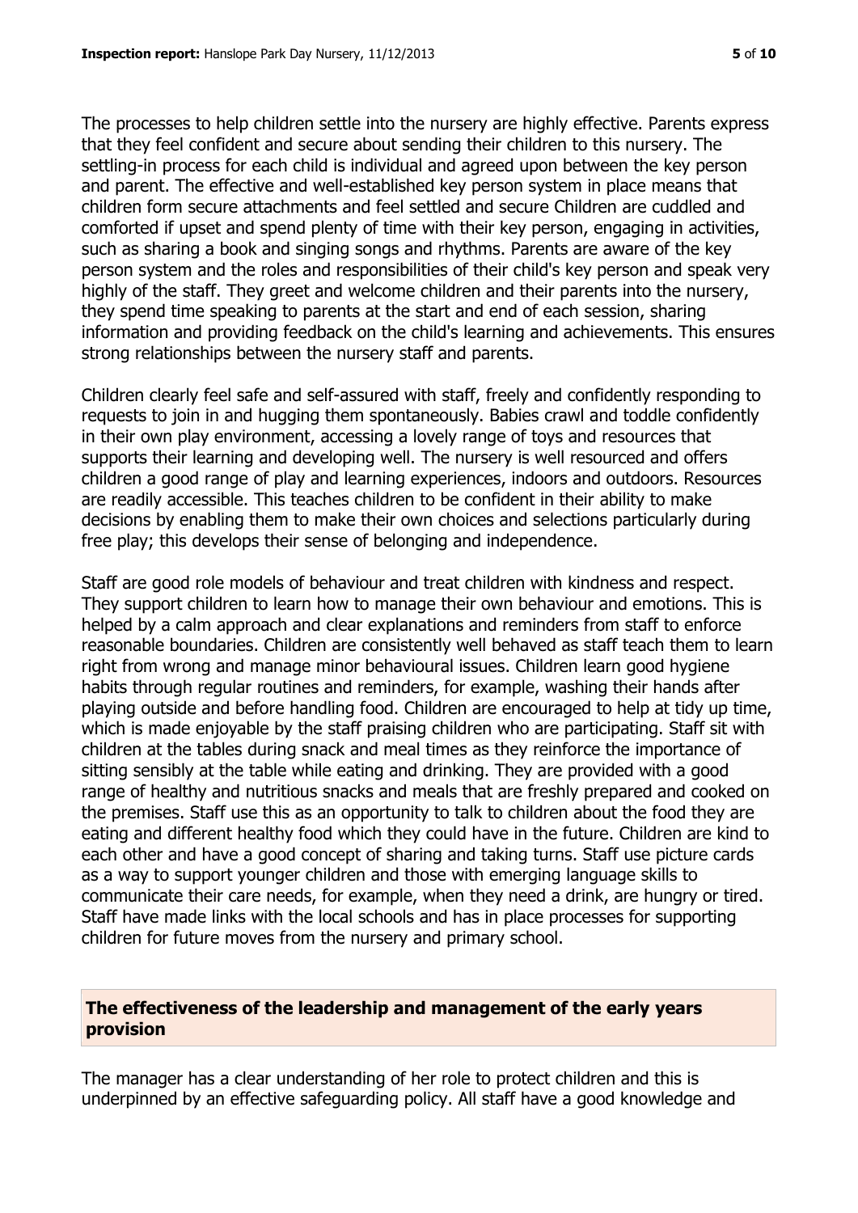The processes to help children settle into the nursery are highly effective. Parents express that they feel confident and secure about sending their children to this nursery. The settling-in process for each child is individual and agreed upon between the key person and parent. The effective and well-established key person system in place means that children form secure attachments and feel settled and secure Children are cuddled and comforted if upset and spend plenty of time with their key person, engaging in activities, such as sharing a book and singing songs and rhythms. Parents are aware of the key person system and the roles and responsibilities of their child's key person and speak very highly of the staff. They greet and welcome children and their parents into the nursery, they spend time speaking to parents at the start and end of each session, sharing information and providing feedback on the child's learning and achievements. This ensures strong relationships between the nursery staff and parents.

Children clearly feel safe and self-assured with staff, freely and confidently responding to requests to join in and hugging them spontaneously. Babies crawl and toddle confidently in their own play environment, accessing a lovely range of toys and resources that supports their learning and developing well. The nursery is well resourced and offers children a good range of play and learning experiences, indoors and outdoors. Resources are readily accessible. This teaches children to be confident in their ability to make decisions by enabling them to make their own choices and selections particularly during free play; this develops their sense of belonging and independence.

Staff are good role models of behaviour and treat children with kindness and respect. They support children to learn how to manage their own behaviour and emotions. This is helped by a calm approach and clear explanations and reminders from staff to enforce reasonable boundaries. Children are consistently well behaved as staff teach them to learn right from wrong and manage minor behavioural issues. Children learn good hygiene habits through regular routines and reminders, for example, washing their hands after playing outside and before handling food. Children are encouraged to help at tidy up time, which is made enjoyable by the staff praising children who are participating. Staff sit with children at the tables during snack and meal times as they reinforce the importance of sitting sensibly at the table while eating and drinking. They are provided with a good range of healthy and nutritious snacks and meals that are freshly prepared and cooked on the premises. Staff use this as an opportunity to talk to children about the food they are eating and different healthy food which they could have in the future. Children are kind to each other and have a good concept of sharing and taking turns. Staff use picture cards as a way to support younger children and those with emerging language skills to communicate their care needs, for example, when they need a drink, are hungry or tired. Staff have made links with the local schools and has in place processes for supporting children for future moves from the nursery and primary school.

## The effectiveness of the leadership and management of the early years provision

The manager has a clear understanding of her role to protect children and this is underpinned by an effective safeguarding policy. All staff have a good knowledge and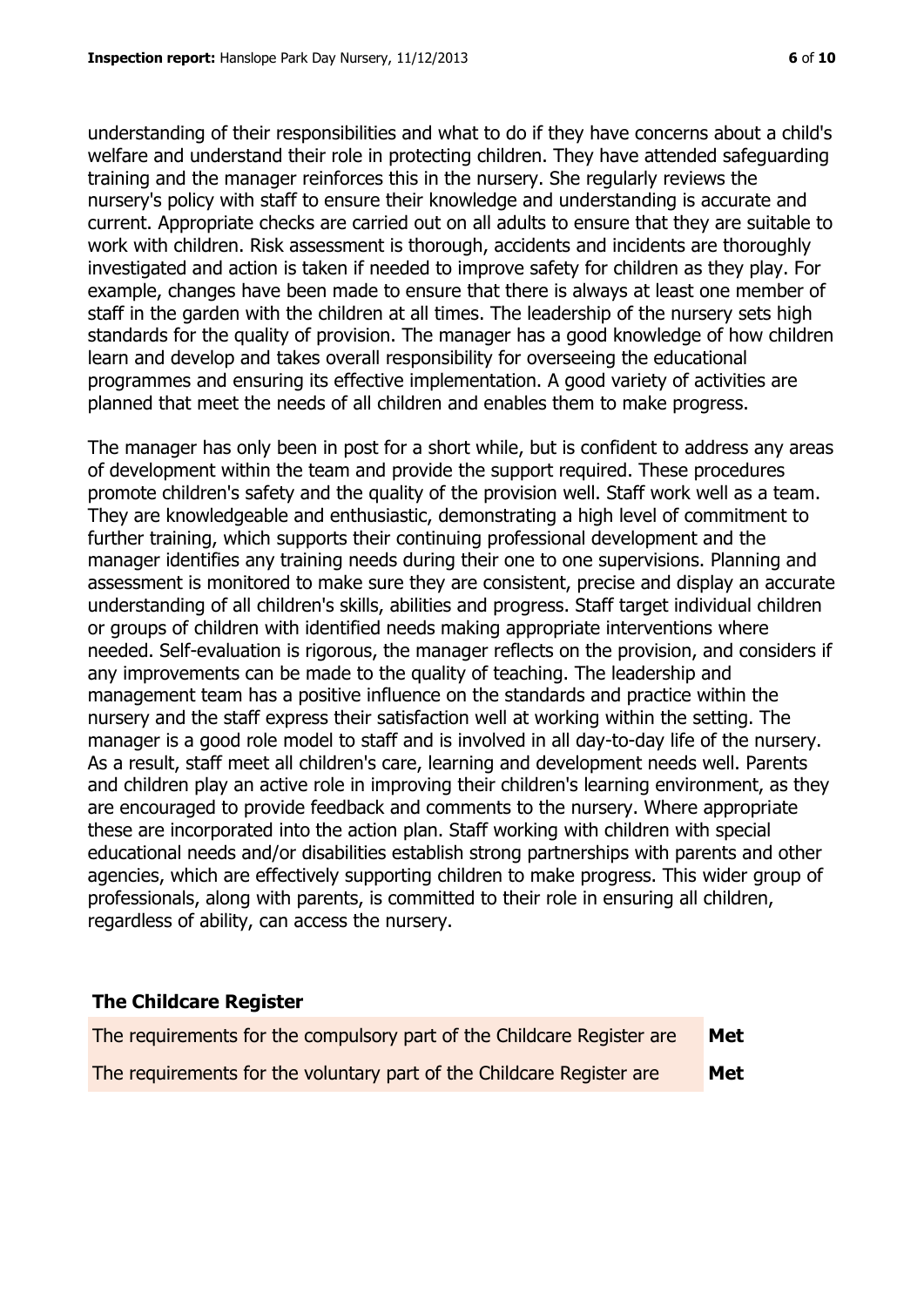understanding of their responsibilities and what to do if they have concerns about a child's welfare and understand their role in protecting children. They have attended safeguarding training and the manager reinforces this in the nursery. She regularly reviews the nursery's policy with staff to ensure their knowledge and understanding is accurate and current. Appropriate checks are carried out on all adults to ensure that they are suitable to work with children. Risk assessment is thorough, accidents and incidents are thoroughly investigated and action is taken if needed to improve safety for children as they play. For example, changes have been made to ensure that there is always at least one member of staff in the garden with the children at all times. The leadership of the nursery sets high standards for the quality of provision. The manager has a good knowledge of how children learn and develop and takes overall responsibility for overseeing the educational programmes and ensuring its effective implementation. A good variety of activities are planned that meet the needs of all children and enables them to make progress.

The manager has only been in post for a short while, but is confident to address any areas of development within the team and provide the support required. These procedures promote children's safety and the quality of the provision well. Staff work well as a team. They are knowledgeable and enthusiastic, demonstrating a high level of commitment to further training, which supports their continuing professional development and the manager identifies any training needs during their one to one supervisions. Planning and assessment is monitored to make sure they are consistent, precise and display an accurate understanding of all children's skills, abilities and progress. Staff target individual children or groups of children with identified needs making appropriate interventions where needed. Self-evaluation is rigorous, the manager reflects on the provision, and considers if any improvements can be made to the quality of teaching. The leadership and management team has a positive influence on the standards and practice within the nursery and the staff express their satisfaction well at working within the setting. The manager is a good role model to staff and is involved in all day-to-day life of the nursery. As a result, staff meet all children's care, learning and development needs well. Parents and children play an active role in improving their children's learning environment, as they are encouraged to provide feedback and comments to the nursery. Where appropriate these are incorporated into the action plan. Staff working with children with special educational needs and/or disabilities establish strong partnerships with parents and other agencies, which are effectively supporting children to make progress. This wider group of professionals, along with parents, is committed to their role in ensuring all children, regardless of ability, can access the nursery.

## The Childcare Register

| | |
|---|---|
| The requirements for the compulsory part of the Childcare Register are | **Met** |
| The requirements for the voluntary part of the Childcare Register are | **Met** |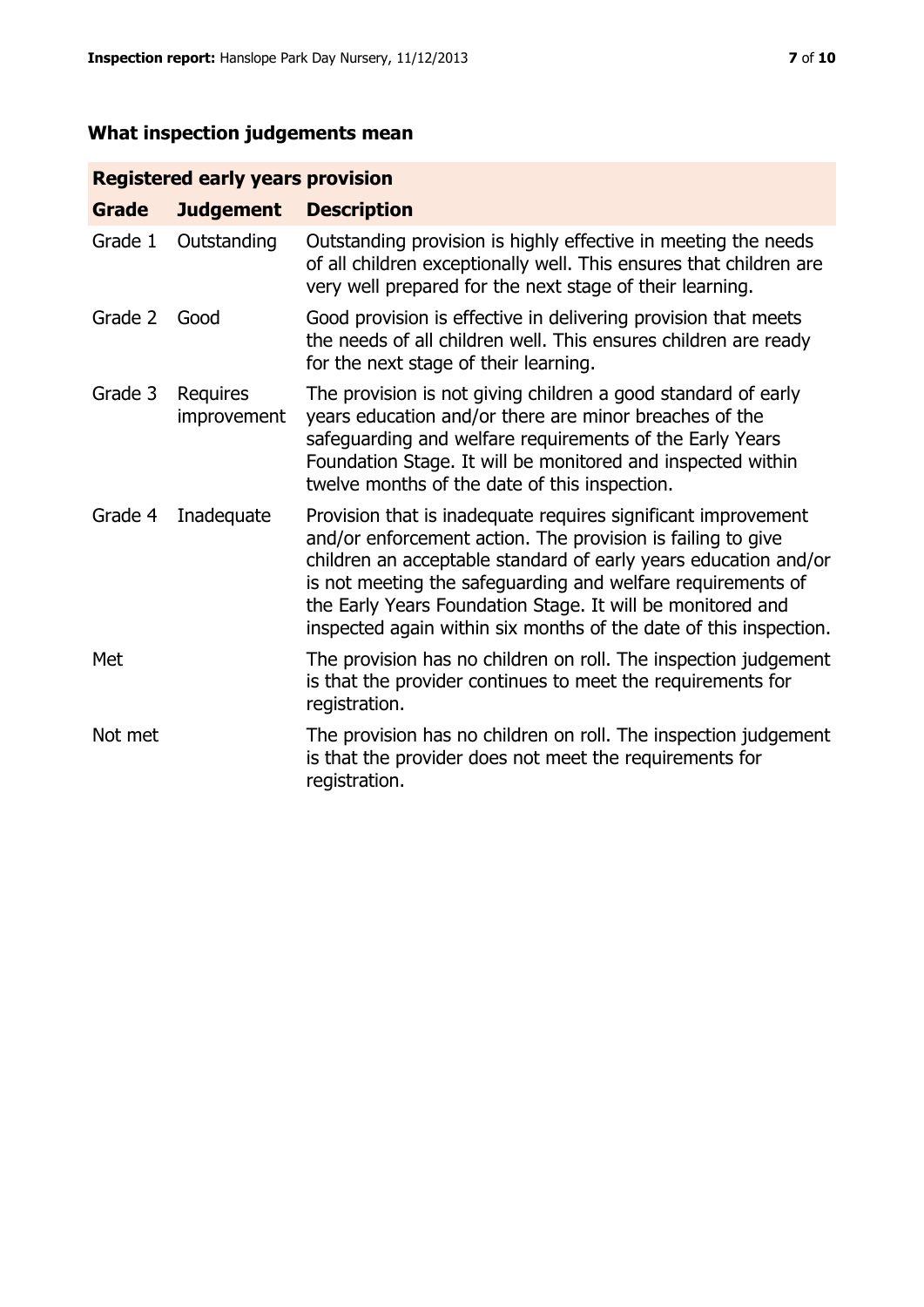## What inspection judgements mean

| Registered early years provision | | |
|---|---|---|
| **Grade** | **Judgement** | **Description** |
| Grade 1 | Outstanding | Outstanding provision is highly effective in meeting the needs of all children exceptionally well. This ensures that children are very well prepared for the next stage of their learning. |
| Grade 2 | Good | Good provision is effective in delivering provision that meets the needs of all children well. This ensures children are ready for the next stage of their learning. |
| Grade 3 | Requires improvement | The provision is not giving children a good standard of early years education and/or there are minor breaches of the safeguarding and welfare requirements of the Early Years Foundation Stage. It will be monitored and inspected within twelve months of the date of this inspection. |
| Grade 4 | Inadequate | Provision that is inadequate requires significant improvement and/or enforcement action. The provision is failing to give children an acceptable standard of early years education and/or is not meeting the safeguarding and welfare requirements of the Early Years Foundation Stage. It will be monitored and inspected again within six months of the date of this inspection. |
| Met | | The provision has no children on roll. The inspection judgement is that the provider continues to meet the requirements for registration. |
| Not met | | The provision has no children on roll. The inspection judgement is that the provider does not meet the requirements for registration. |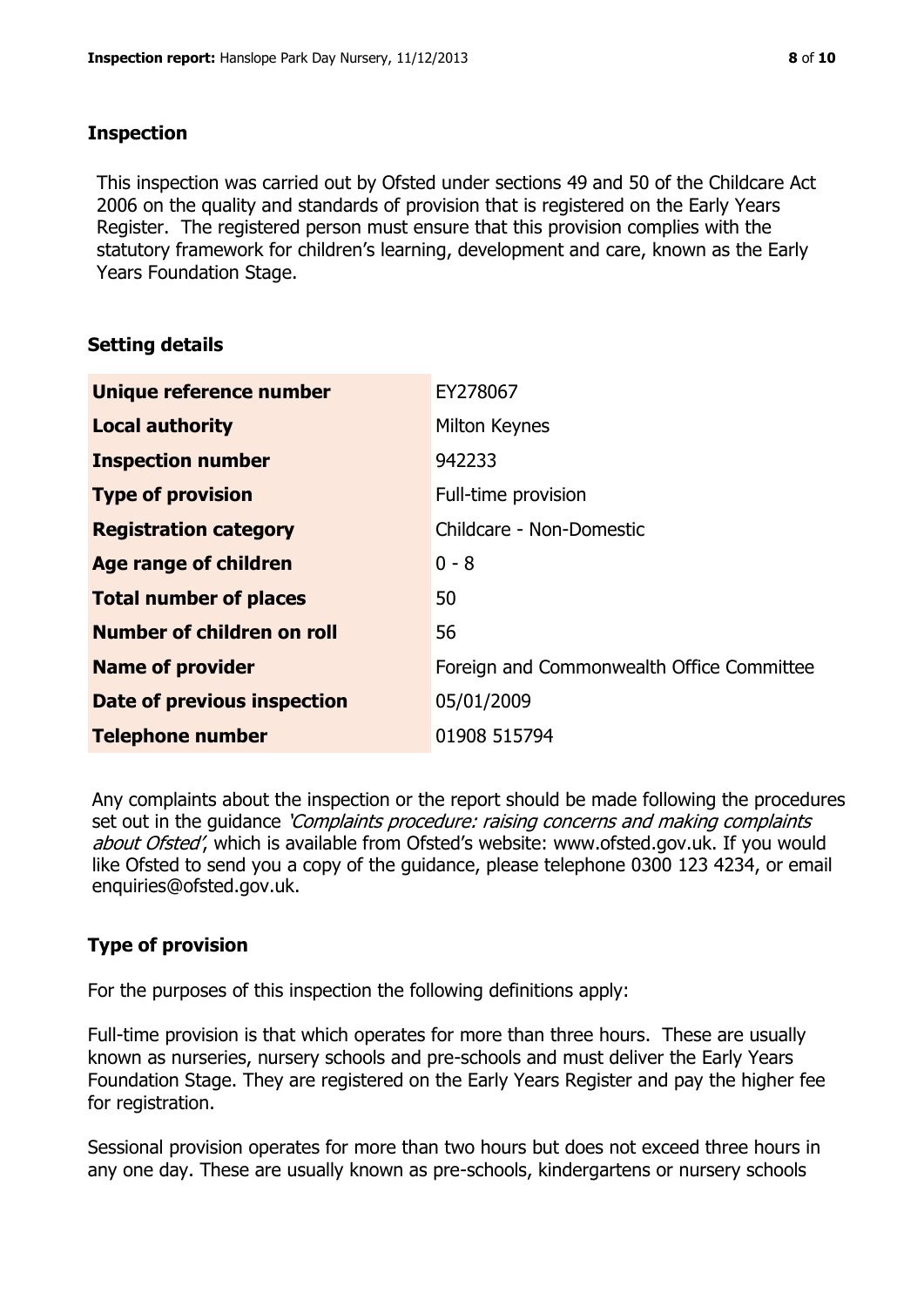## Inspection

This inspection was carried out by Ofsted under sections 49 and 50 of the Childcare Act 2006 on the quality and standards of provision that is registered on the Early Years Register. The registered person must ensure that this provision complies with the statutory framework for children's learning, development and care, known as the Early Years Foundation Stage.

## Setting details

| | |
|---|---|
| **Unique reference number** | EY278067 |
| **Local authority** | Milton Keynes |
| **Inspection number** | 942233 |
| **Type of provision** | Full-time provision |
| **Registration category** | Childcare - Non-Domestic |
| **Age range of children** | 0 - 8 |
| **Total number of places** | 50 |
| **Number of children on roll** | 56 |
| **Name of provider** | Foreign and Commonwealth Office Committee |
| **Date of previous inspection** | 05/01/2009 |
| **Telephone number** | 01908 515794 |

Any complaints about the inspection or the report should be made following the procedures set out in the guidance *'Complaints procedure: raising concerns and making complaints about Ofsted'*, which is available from Ofsted's website: www.ofsted.gov.uk. If you would like Ofsted to send you a copy of the guidance, please telephone 0300 123 4234, or email enquiries@ofsted.gov.uk.

## Type of provision

For the purposes of this inspection the following definitions apply:

Full-time provision is that which operates for more than three hours. These are usually known as nurseries, nursery schools and pre-schools and must deliver the Early Years Foundation Stage. They are registered on the Early Years Register and pay the higher fee for registration.

Sessional provision operates for more than two hours but does not exceed three hours in any one day. These are usually known as pre-schools, kindergartens or nursery schools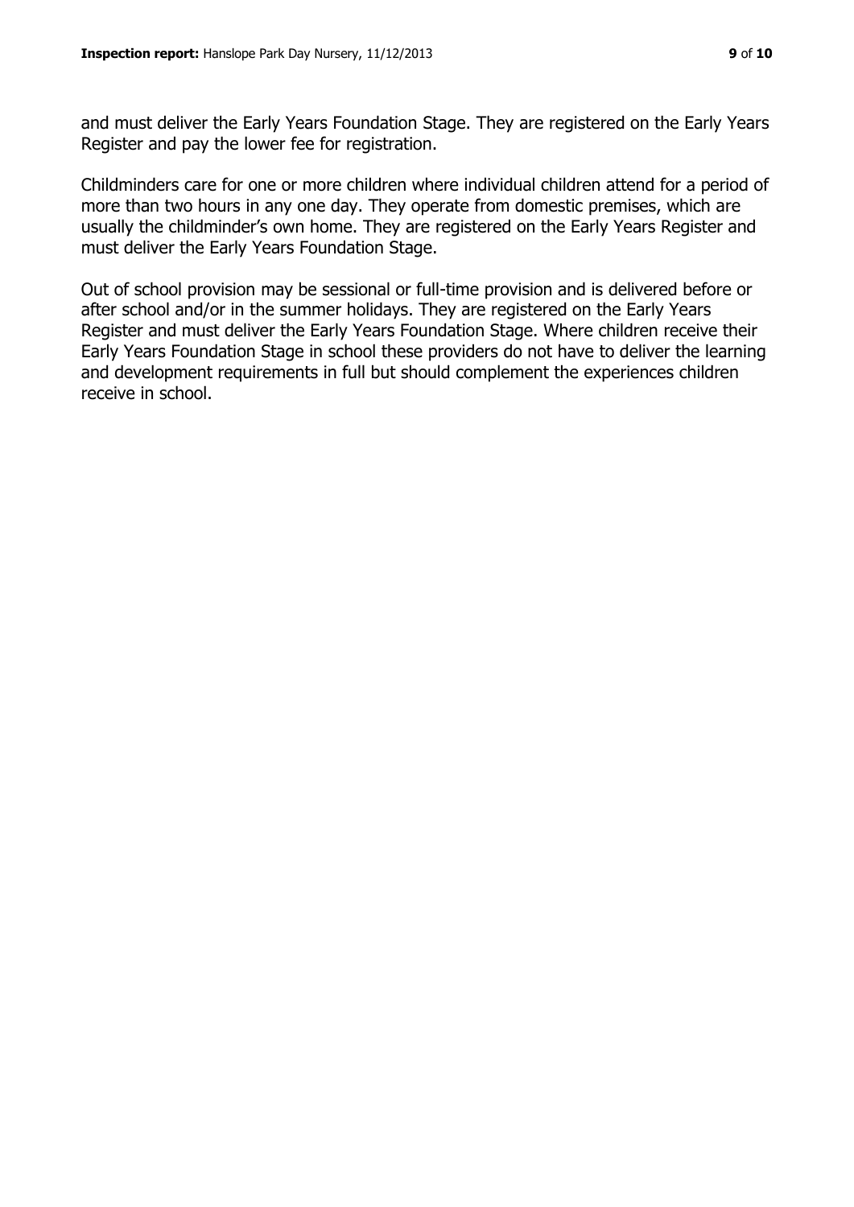and must deliver the Early Years Foundation Stage. They are registered on the Early Years Register and pay the lower fee for registration.

Childminders care for one or more children where individual children attend for a period of more than two hours in any one day. They operate from domestic premises, which are usually the childminder's own home. They are registered on the Early Years Register and must deliver the Early Years Foundation Stage.

Out of school provision may be sessional or full-time provision and is delivered before or after school and/or in the summer holidays. They are registered on the Early Years Register and must deliver the Early Years Foundation Stage. Where children receive their Early Years Foundation Stage in school these providers do not have to deliver the learning and development requirements in full but should complement the experiences children receive in school.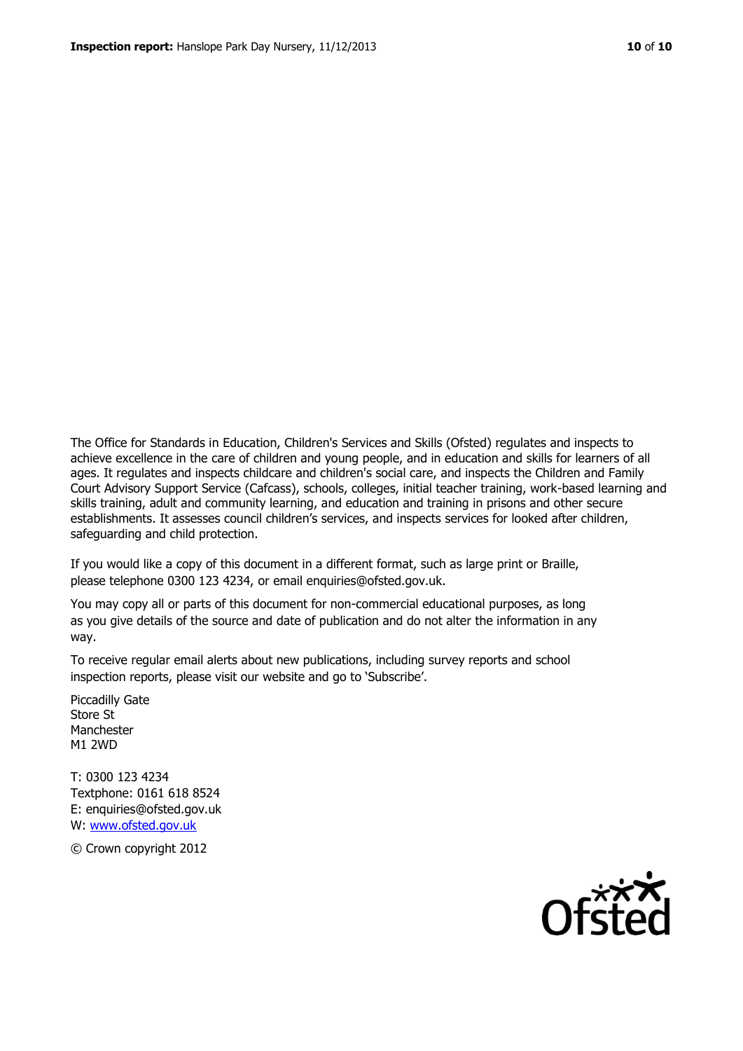The Office for Standards in Education, Children's Services and Skills (Ofsted) regulates and inspects to achieve excellence in the care of children and young people, and in education and skills for learners of all ages. It regulates and inspects childcare and children's social care, and inspects the Children and Family Court Advisory Support Service (Cafcass), schools, colleges, initial teacher training, work-based learning and skills training, adult and community learning, and education and training in prisons and other secure establishments. It assesses council children's services, and inspects services for looked after children, safeguarding and child protection.

If you would like a copy of this document in a different format, such as large print or Braille, please telephone 0300 123 4234, or email enquiries@ofsted.gov.uk.

You may copy all or parts of this document for non-commercial educational purposes, as long as you give details of the source and date of publication and do not alter the information in any way.

To receive regular email alerts about new publications, including survey reports and school inspection reports, please visit our website and go to 'Subscribe'.

Piccadilly Gate
Store St
Manchester
M1 2WD

T: 0300 123 4234
Textphone: 0161 618 8524
E: enquiries@ofsted.gov.uk
W: www.ofsted.gov.uk

© Crown copyright 2012

Ofsted